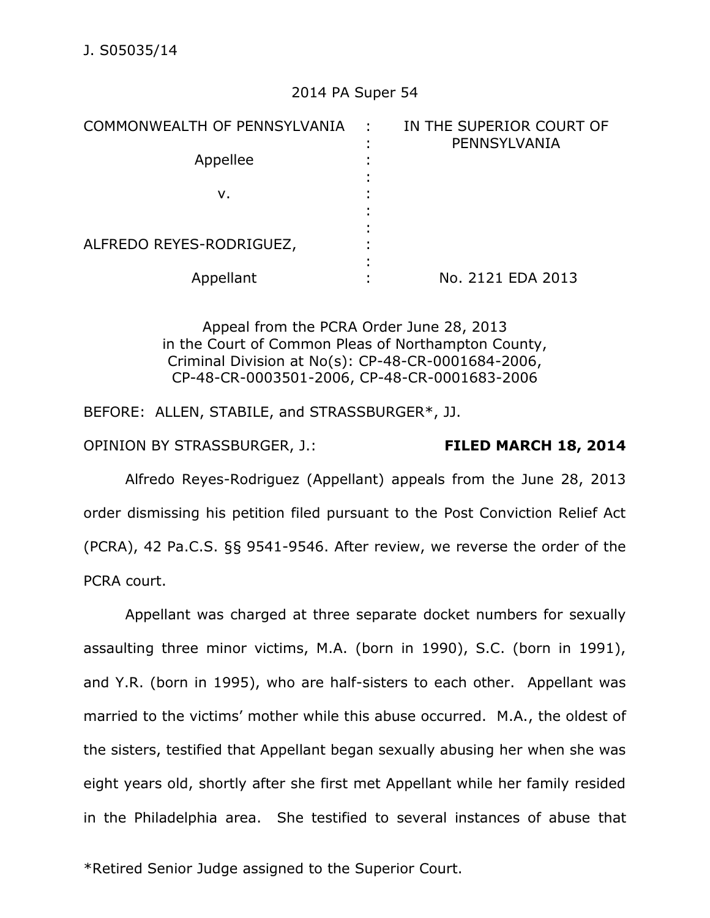J. S05035/14

2014 PA Super 54

| COMMONWEALTH OF PENNSYLVANIA | : | IN THE SUPERIOR COURT OF PENNSYLVANIA |
|---|---|---|
| Appellee | : | |
| v. | : | |
| ALFREDO REYES-RODRIGUEZ, | : | |
| Appellant | : | No. 2121 EDA 2013 |

Appeal from the PCRA Order June 28, 2013
in the Court of Common Pleas of Northampton County,
Criminal Division at No(s): CP-48-CR-0001684-2006,
CP-48-CR-0003501-2006, CP-48-CR-0001683-2006

BEFORE: ALLEN, STABILE, and STRASSBURGER*, JJ.

OPINION BY STRASSBURGER, J.: **FILED MARCH 18, 2014**

Alfredo Reyes-Rodriguez (Appellant) appeals from the June 28, 2013 order dismissing his petition filed pursuant to the Post Conviction Relief Act (PCRA), 42 Pa.C.S. §§ 9541-9546. After review, we reverse the order of the PCRA court.

Appellant was charged at three separate docket numbers for sexually assaulting three minor victims, M.A. (born in 1990), S.C. (born in 1991), and Y.R. (born in 1995), who are half-sisters to each other. Appellant was married to the victims' mother while this abuse occurred. M.A., the oldest of the sisters, testified that Appellant began sexually abusing her when she was eight years old, shortly after she first met Appellant while her family resided in the Philadelphia area. She testified to several instances of abuse that

*Retired Senior Judge assigned to the Superior Court.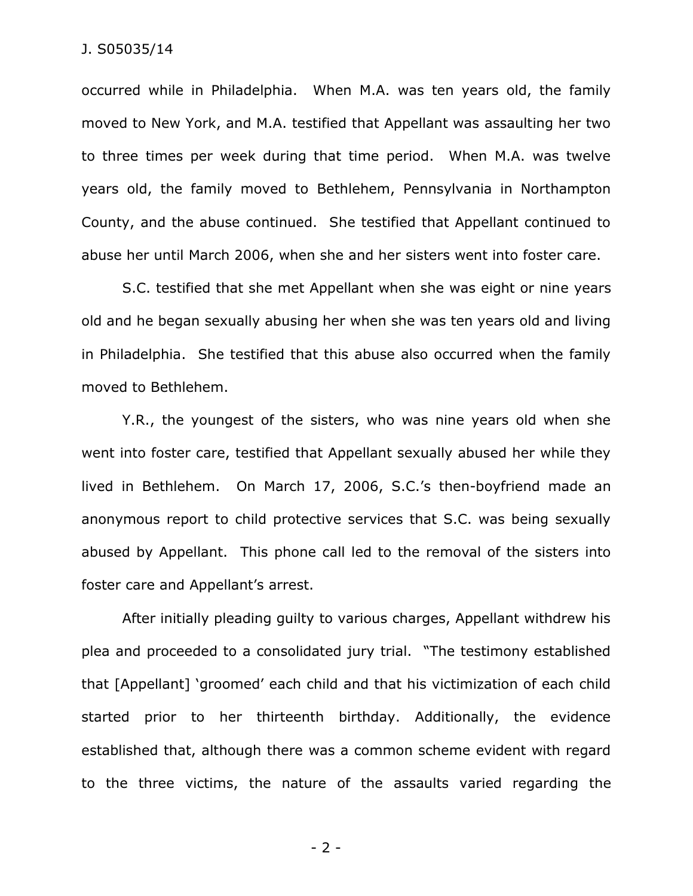occurred while in Philadelphia. When M.A. was ten years old, the family moved to New York, and M.A. testified that Appellant was assaulting her two to three times per week during that time period. When M.A. was twelve years old, the family moved to Bethlehem, Pennsylvania in Northampton County, and the abuse continued. She testified that Appellant continued to abuse her until March 2006, when she and her sisters went into foster care.

S.C. testified that she met Appellant when she was eight or nine years old and he began sexually abusing her when she was ten years old and living in Philadelphia. She testified that this abuse also occurred when the family moved to Bethlehem.

Y.R., the youngest of the sisters, who was nine years old when she went into foster care, testified that Appellant sexually abused her while they lived in Bethlehem. On March 17, 2006, S.C.'s then-boyfriend made an anonymous report to child protective services that S.C. was being sexually abused by Appellant. This phone call led to the removal of the sisters into foster care and Appellant's arrest.

After initially pleading guilty to various charges, Appellant withdrew his plea and proceeded to a consolidated jury trial. "The testimony established that [Appellant] 'groomed' each child and that his victimization of each child started prior to her thirteenth birthday. Additionally, the evidence established that, although there was a common scheme evident with regard to the three victims, the nature of the assaults varied regarding the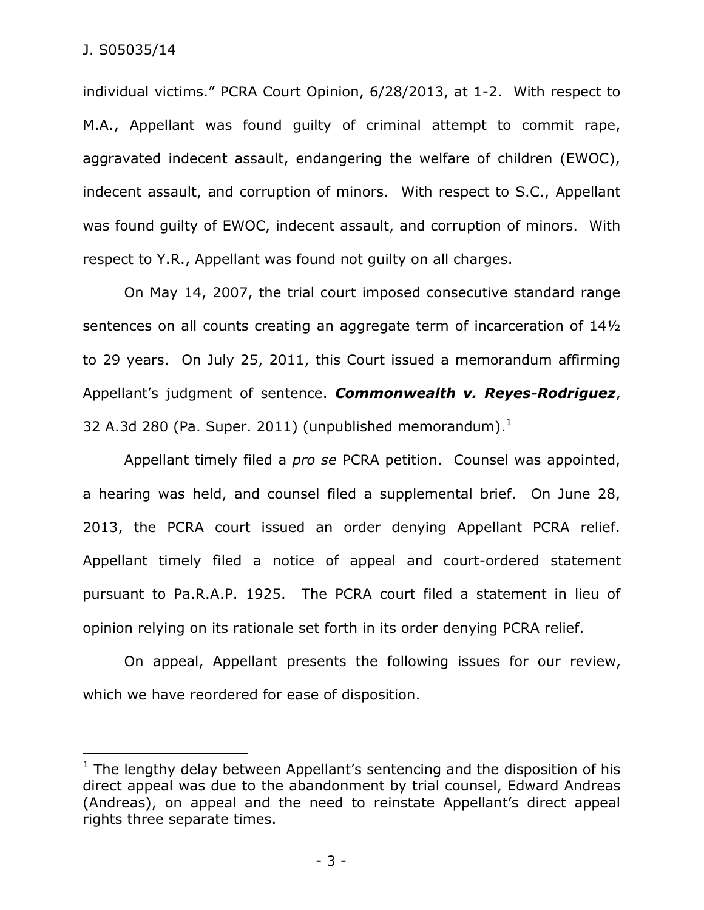individual victims." PCRA Court Opinion, 6/28/2013, at 1-2. With respect to M.A., Appellant was found guilty of criminal attempt to commit rape, aggravated indecent assault, endangering the welfare of children (EWOC), indecent assault, and corruption of minors. With respect to S.C., Appellant was found guilty of EWOC, indecent assault, and corruption of minors. With respect to Y.R., Appellant was found not guilty on all charges.

On May 14, 2007, the trial court imposed consecutive standard range sentences on all counts creating an aggregate term of incarceration of 14½ to 29 years. On July 25, 2011, this Court issued a memorandum affirming Appellant's judgment of sentence. ***Commonwealth v. Reyes-Rodriguez***, 32 A.3d 280 (Pa. Super. 2011) (unpublished memorandum).[1]

Appellant timely filed a *pro se* PCRA petition. Counsel was appointed, a hearing was held, and counsel filed a supplemental brief. On June 28, 2013, the PCRA court issued an order denying Appellant PCRA relief. Appellant timely filed a notice of appeal and court-ordered statement pursuant to Pa.R.A.P. 1925. The PCRA court filed a statement in lieu of opinion relying on its rationale set forth in its order denying PCRA relief.

On appeal, Appellant presents the following issues for our review, which we have reordered for ease of disposition.

---

[1] The lengthy delay between Appellant's sentencing and the disposition of his direct appeal was due to the abandonment by trial counsel, Edward Andreas (Andreas), on appeal and the need to reinstate Appellant's direct appeal rights three separate times.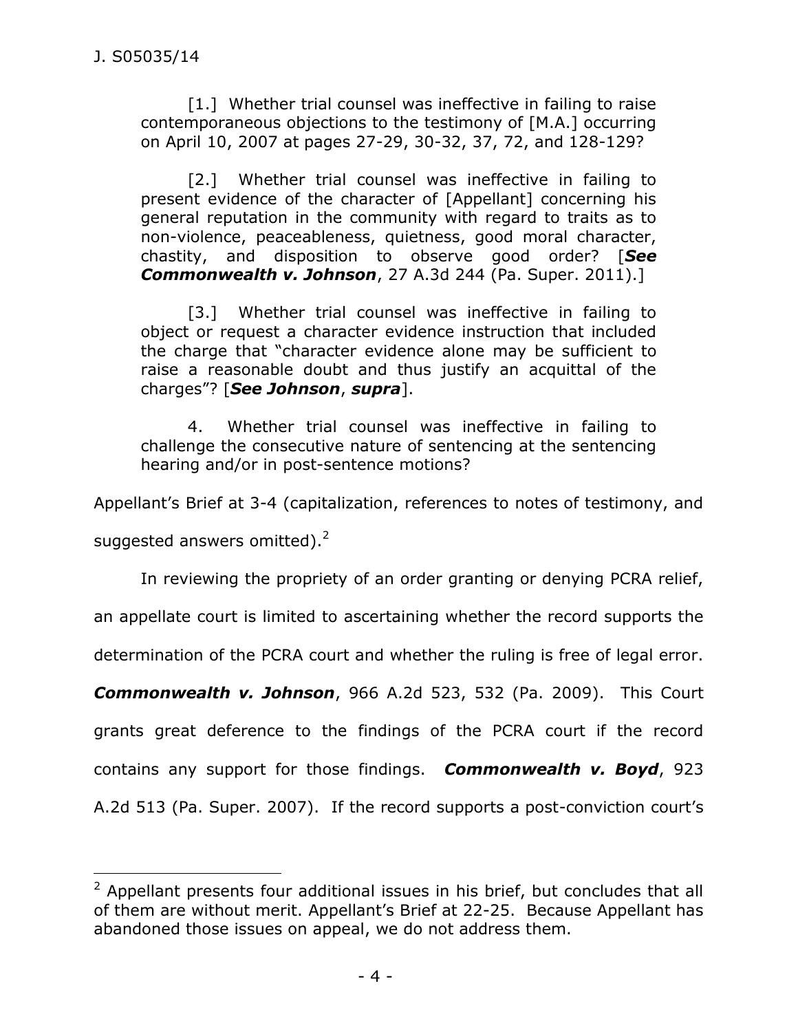[1.] Whether trial counsel was ineffective in failing to raise contemporaneous objections to the testimony of [M.A.] occurring on April 10, 2007 at pages 27-29, 30-32, 37, 72, and 128-129?

> [2.] Whether trial counsel was ineffective in failing to present evidence of the character of [Appellant] concerning his general reputation in the community with regard to traits as to non-violence, peaceableness, quietness, good moral character, chastity, and disposition to observe good order? [***See Commonwealth v. Johnson***, 27 A.3d 244 (Pa. Super. 2011).]
>
> [3.] Whether trial counsel was ineffective in failing to object or request a character evidence instruction that included the charge that "character evidence alone may be sufficient to raise a reasonable doubt and thus justify an acquittal of the charges"? [***See Johnson***, ***supra***].
>
> 4. Whether trial counsel was ineffective in failing to challenge the consecutive nature of sentencing at the sentencing hearing and/or in post-sentence motions?

Appellant's Brief at 3-4 (capitalization, references to notes of testimony, and suggested answers omitted).[2]

In reviewing the propriety of an order granting or denying PCRA relief, an appellate court is limited to ascertaining whether the record supports the determination of the PCRA court and whether the ruling is free of legal error. ***Commonwealth v. Johnson***, 966 A.2d 523, 532 (Pa. 2009). This Court grants great deference to the findings of the PCRA court if the record contains any support for those findings. ***Commonwealth v. Boyd***, 923 A.2d 513 (Pa. Super. 2007). If the record supports a post-conviction court's

[2] Appellant presents four additional issues in his brief, but concludes that all of them are without merit. Appellant's Brief at 22-25. Because Appellant has abandoned those issues on appeal, we do not address them.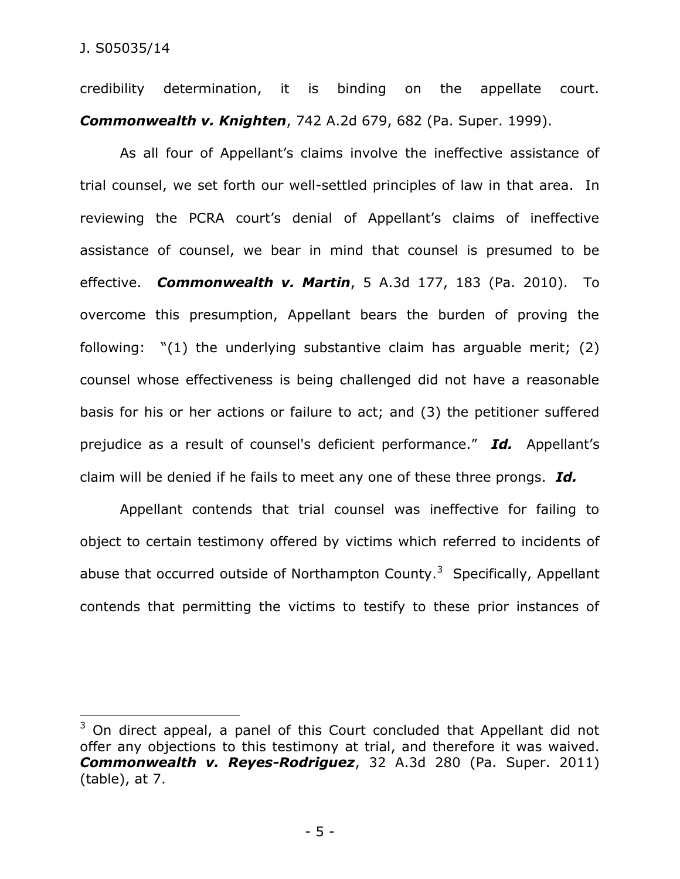credibility determination, it is binding on the appellate court. ***Commonwealth v. Knighten***, 742 A.2d 679, 682 (Pa. Super. 1999).

As all four of Appellant's claims involve the ineffective assistance of trial counsel, we set forth our well-settled principles of law in that area. In reviewing the PCRA court's denial of Appellant's claims of ineffective assistance of counsel, we bear in mind that counsel is presumed to be effective. ***Commonwealth v. Martin***, 5 A.3d 177, 183 (Pa. 2010). To overcome this presumption, Appellant bears the burden of proving the following: "(1) the underlying substantive claim has arguable merit; (2) counsel whose effectiveness is being challenged did not have a reasonable basis for his or her actions or failure to act; and (3) the petitioner suffered prejudice as a result of counsel's deficient performance." ***Id.*** Appellant's claim will be denied if he fails to meet any one of these three prongs. ***Id.***

Appellant contends that trial counsel was ineffective for failing to object to certain testimony offered by victims which referred to incidents of abuse that occurred outside of Northampton County.[3] Specifically, Appellant contends that permitting the victims to testify to these prior instances of

---

[3] On direct appeal, a panel of this Court concluded that Appellant did not offer any objections to this testimony at trial, and therefore it was waived. ***Commonwealth v. Reyes-Rodriguez***, 32 A.3d 280 (Pa. Super. 2011) (table), at 7.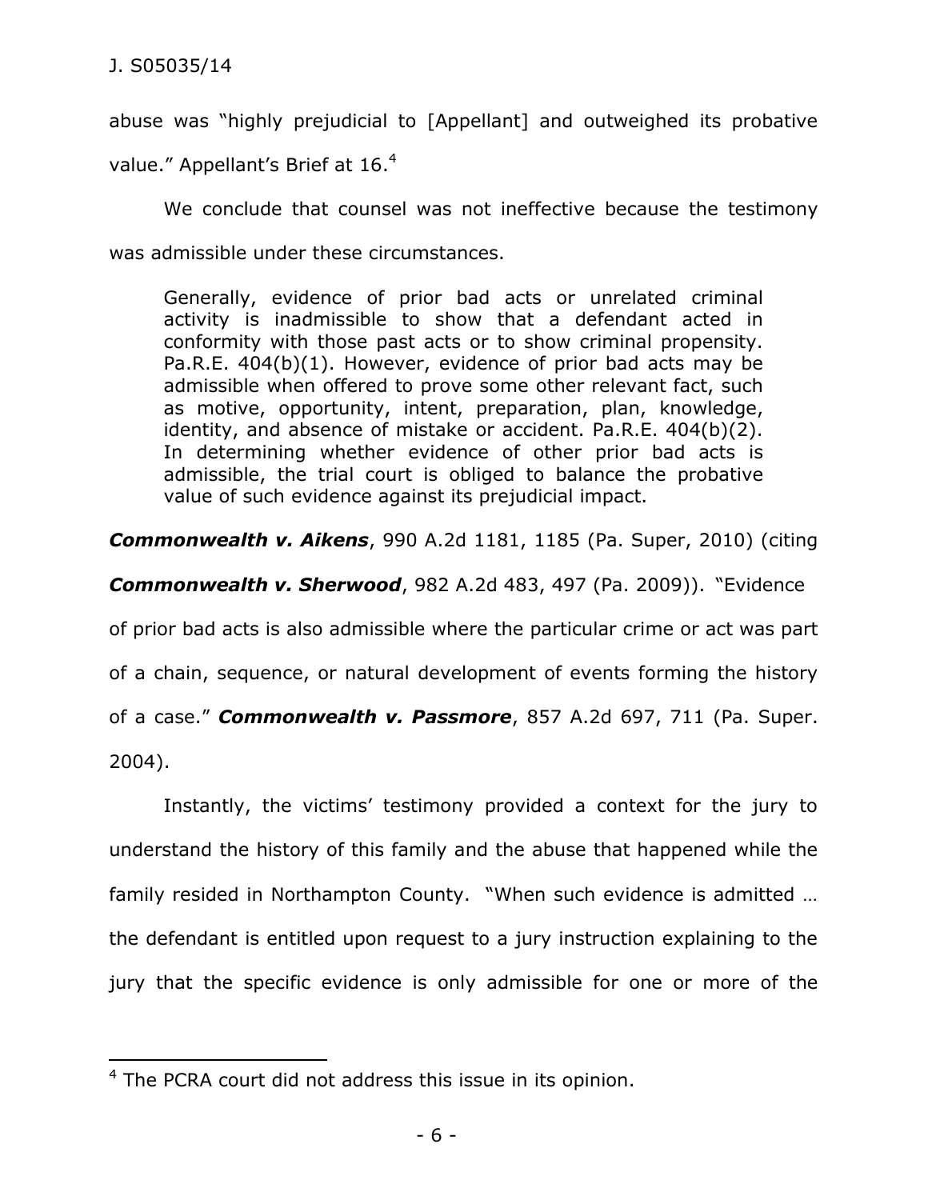abuse was "highly prejudicial to [Appellant] and outweighed its probative value." Appellant's Brief at 16.[4]

We conclude that counsel was not ineffective because the testimony was admissible under these circumstances.

> Generally, evidence of prior bad acts or unrelated criminal activity is inadmissible to show that a defendant acted in conformity with those past acts or to show criminal propensity. Pa.R.E. 404(b)(1). However, evidence of prior bad acts may be admissible when offered to prove some other relevant fact, such as motive, opportunity, intent, preparation, plan, knowledge, identity, and absence of mistake or accident. Pa.R.E. 404(b)(2). In determining whether evidence of other prior bad acts is admissible, the trial court is obliged to balance the probative value of such evidence against its prejudicial impact.

***Commonwealth v. Aikens***, 990 A.2d 1181, 1185 (Pa. Super, 2010) (citing ***Commonwealth v. Sherwood***, 982 A.2d 483, 497 (Pa. 2009)). "Evidence of prior bad acts is also admissible where the particular crime or act was part of a chain, sequence, or natural development of events forming the history of a case." ***Commonwealth v. Passmore***, 857 A.2d 697, 711 (Pa. Super. 2004).

Instantly, the victims' testimony provided a context for the jury to understand the history of this family and the abuse that happened while the family resided in Northampton County. "When such evidence is admitted … the defendant is entitled upon request to a jury instruction explaining to the jury that the specific evidence is only admissible for one or more of the

---

[4] The PCRA court did not address this issue in its opinion.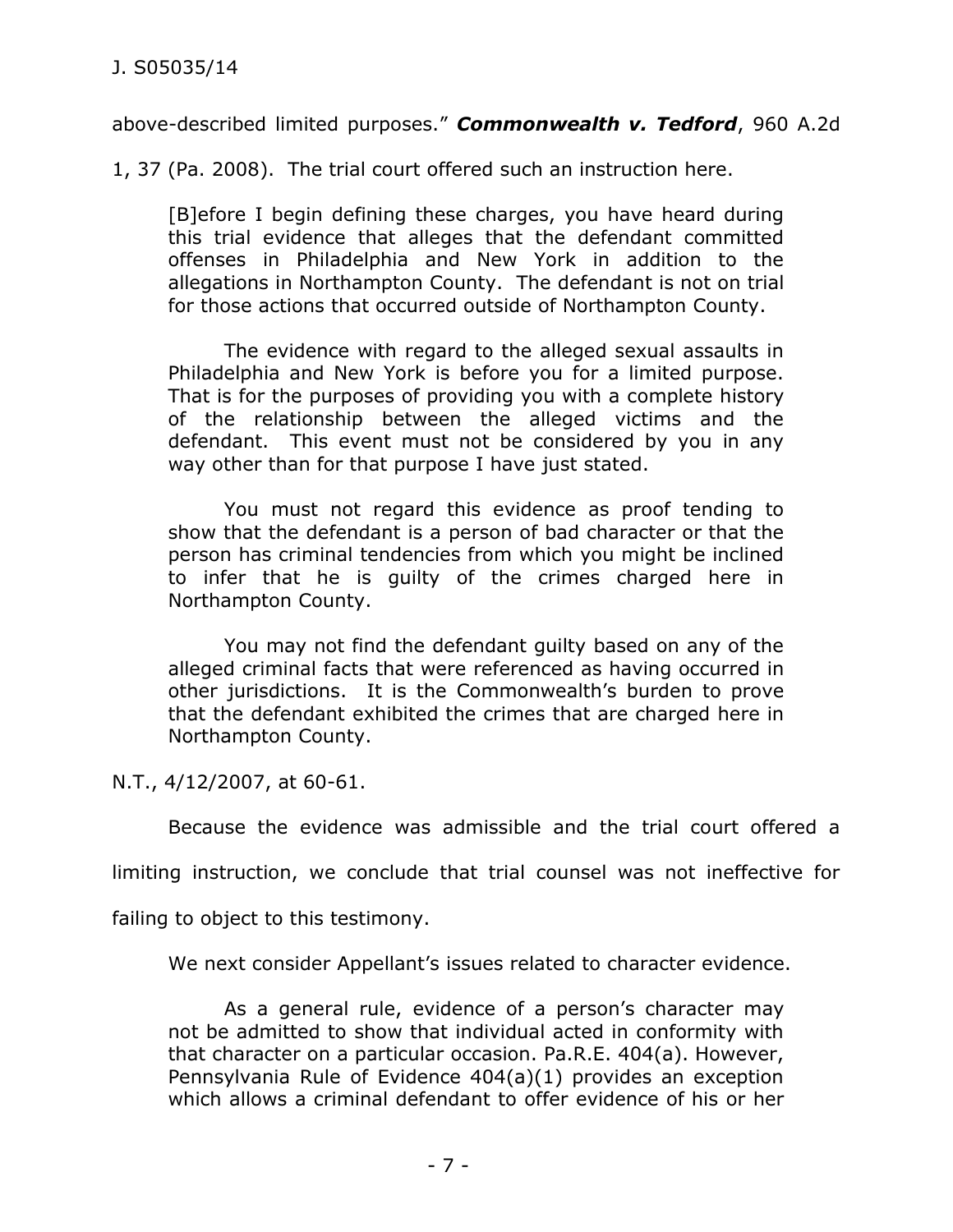above-described limited purposes." ***Commonwealth v. Tedford***, 960 A.2d 1, 37 (Pa. 2008). The trial court offered such an instruction here.

> [B]efore I begin defining these charges, you have heard during this trial evidence that alleges that the defendant committed offenses in Philadelphia and New York in addition to the allegations in Northampton County. The defendant is not on trial for those actions that occurred outside of Northampton County.
>
> The evidence with regard to the alleged sexual assaults in Philadelphia and New York is before you for a limited purpose. That is for the purposes of providing you with a complete history of the relationship between the alleged victims and the defendant. This event must not be considered by you in any way other than for that purpose I have just stated.
>
> You must not regard this evidence as proof tending to show that the defendant is a person of bad character or that the person has criminal tendencies from which you might be inclined to infer that he is guilty of the crimes charged here in Northampton County.
>
> You may not find the defendant guilty based on any of the alleged criminal facts that were referenced as having occurred in other jurisdictions. It is the Commonwealth's burden to prove that the defendant exhibited the crimes that are charged here in Northampton County.

N.T., 4/12/2007, at 60-61.

Because the evidence was admissible and the trial court offered a limiting instruction, we conclude that trial counsel was not ineffective for failing to object to this testimony.

We next consider Appellant's issues related to character evidence.

> As a general rule, evidence of a person's character may not be admitted to show that individual acted in conformity with that character on a particular occasion. Pa.R.E. 404(a). However, Pennsylvania Rule of Evidence 404(a)(1) provides an exception which allows a criminal defendant to offer evidence of his or her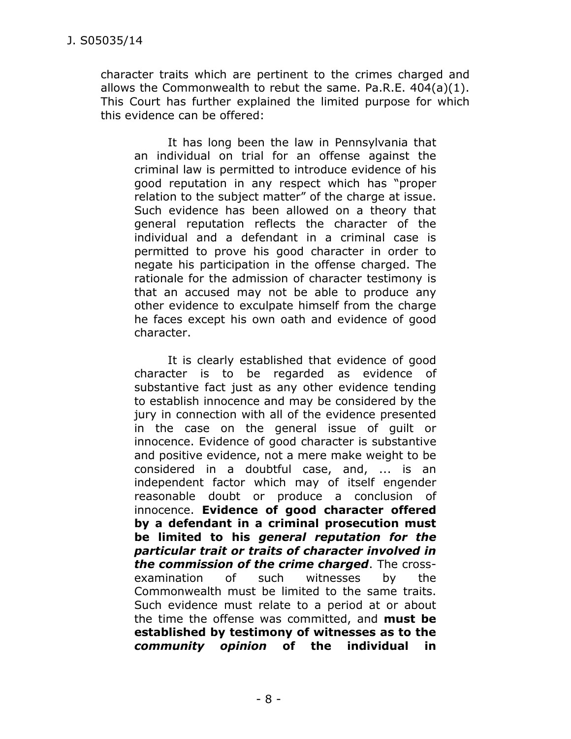character traits which are pertinent to the crimes charged and allows the Commonwealth to rebut the same. Pa.R.E. 404(a)(1). This Court has further explained the limited purpose for which this evidence can be offered:

> It has long been the law in Pennsylvania that an individual on trial for an offense against the criminal law is permitted to introduce evidence of his good reputation in any respect which has "proper relation to the subject matter" of the charge at issue. Such evidence has been allowed on a theory that general reputation reflects the character of the individual and a defendant in a criminal case is permitted to prove his good character in order to negate his participation in the offense charged. The rationale for the admission of character testimony is that an accused may not be able to produce any other evidence to exculpate himself from the charge he faces except his own oath and evidence of good character.
>
> It is clearly established that evidence of good character is to be regarded as evidence of substantive fact just as any other evidence tending to establish innocence and may be considered by the jury in connection with all of the evidence presented in the case on the general issue of guilt or innocence. Evidence of good character is substantive and positive evidence, not a mere make weight to be considered in a doubtful case, and, ... is an independent factor which may of itself engender reasonable doubt or produce a conclusion of innocence. **Evidence of good character offered by a defendant in a criminal prosecution must be limited to his *general reputation for the particular trait or traits of character involved in the commission of the crime charged*.** The cross-examination of such witnesses by the Commonwealth must be limited to the same traits. Such evidence must relate to a period at or about the time the offense was committed, and **must be established by testimony of witnesses as to the *community opinion* of the individual in**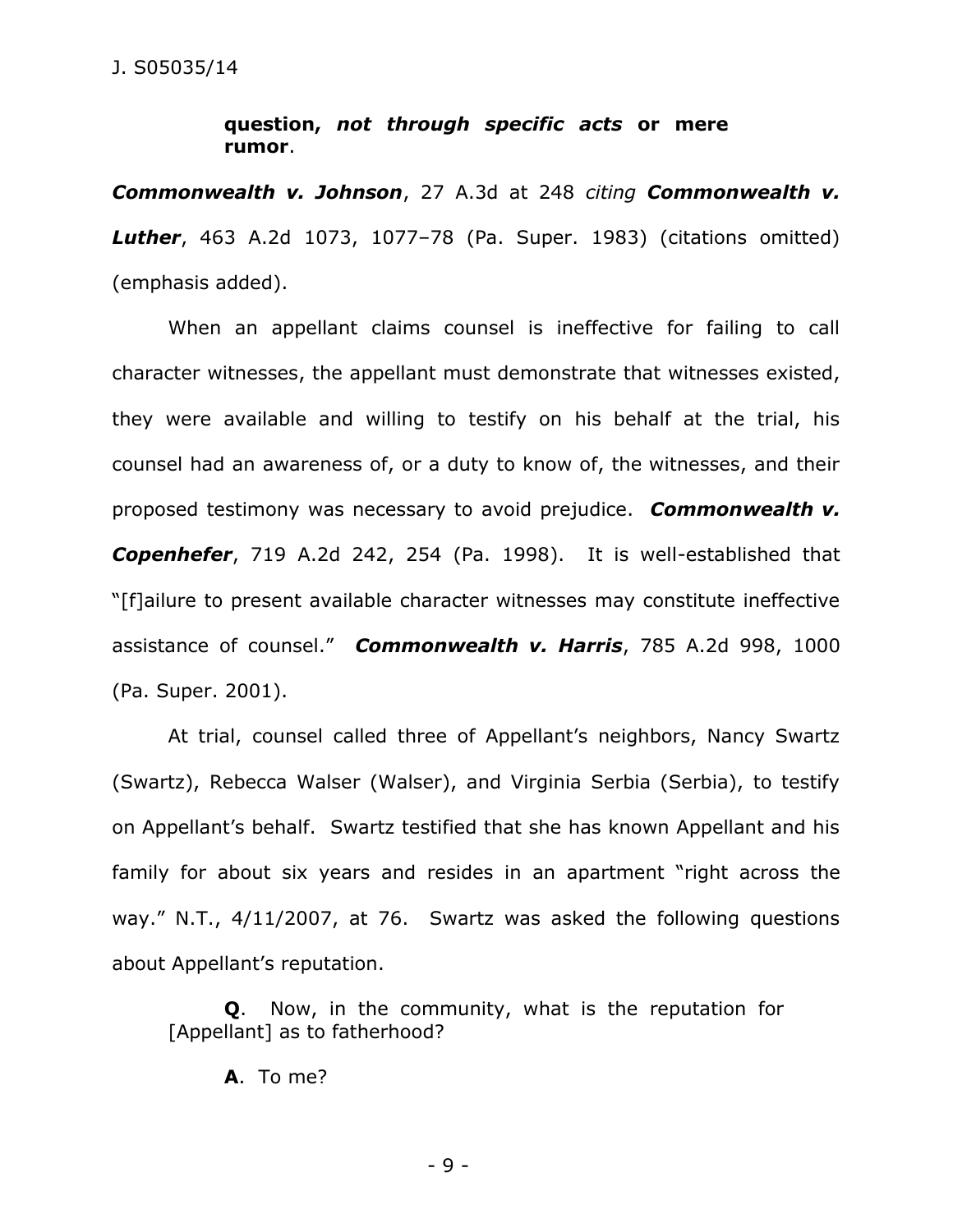> **question,** ***not through specific acts*** **or mere rumor**.

***Commonwealth v. Johnson***, 27 A.3d at 248 *citing* ***Commonwealth v. Luther***, 463 A.2d 1073, 1077–78 (Pa. Super. 1983) (citations omitted) (emphasis added).

When an appellant claims counsel is ineffective for failing to call character witnesses, the appellant must demonstrate that witnesses existed, they were available and willing to testify on his behalf at the trial, his counsel had an awareness of, or a duty to know of, the witnesses, and their proposed testimony was necessary to avoid prejudice. ***Commonwealth v. Copenhefer***, 719 A.2d 242, 254 (Pa. 1998). It is well-established that "[f]ailure to present available character witnesses may constitute ineffective assistance of counsel." ***Commonwealth v. Harris***, 785 A.2d 998, 1000 (Pa. Super. 2001).

At trial, counsel called three of Appellant's neighbors, Nancy Swartz (Swartz), Rebecca Walser (Walser), and Virginia Serbia (Serbia), to testify on Appellant's behalf. Swartz testified that she has known Appellant and his family for about six years and resides in an apartment "right across the way." N.T., 4/11/2007, at 76. Swartz was asked the following questions about Appellant's reputation.

> **Q**. Now, in the community, what is the reputation for [Appellant] as to fatherhood?
>
> **A**. To me?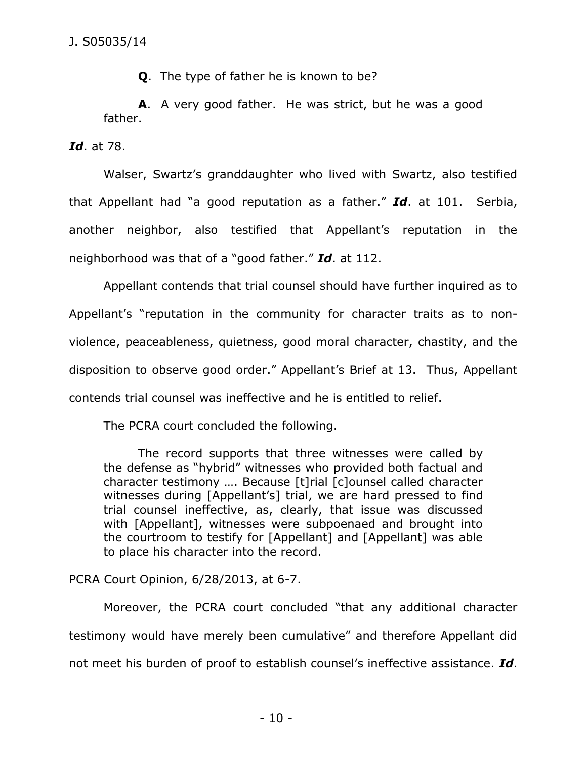**Q**. The type of father he is known to be?

**A**. A very good father. He was strict, but he was a good father.

***Id***. at 78.

Walser, Swartz's granddaughter who lived with Swartz, also testified that Appellant had "a good reputation as a father." ***Id***. at 101. Serbia, another neighbor, also testified that Appellant's reputation in the neighborhood was that of a "good father." ***Id***. at 112.

Appellant contends that trial counsel should have further inquired as to Appellant's "reputation in the community for character traits as to non-violence, peaceableness, quietness, good moral character, chastity, and the disposition to observe good order." Appellant's Brief at 13. Thus, Appellant contends trial counsel was ineffective and he is entitled to relief.

The PCRA court concluded the following.

> The record supports that three witnesses were called by the defense as "hybrid" witnesses who provided both factual and character testimony …. Because [t]rial [c]ounsel called character witnesses during [Appellant's] trial, we are hard pressed to find trial counsel ineffective, as, clearly, that issue was discussed with [Appellant], witnesses were subpoenaed and brought into the courtroom to testify for [Appellant] and [Appellant] was able to place his character into the record.

PCRA Court Opinion, 6/28/2013, at 6-7.

Moreover, the PCRA court concluded "that any additional character testimony would have merely been cumulative" and therefore Appellant did not meet his burden of proof to establish counsel's ineffective assistance. ***Id***.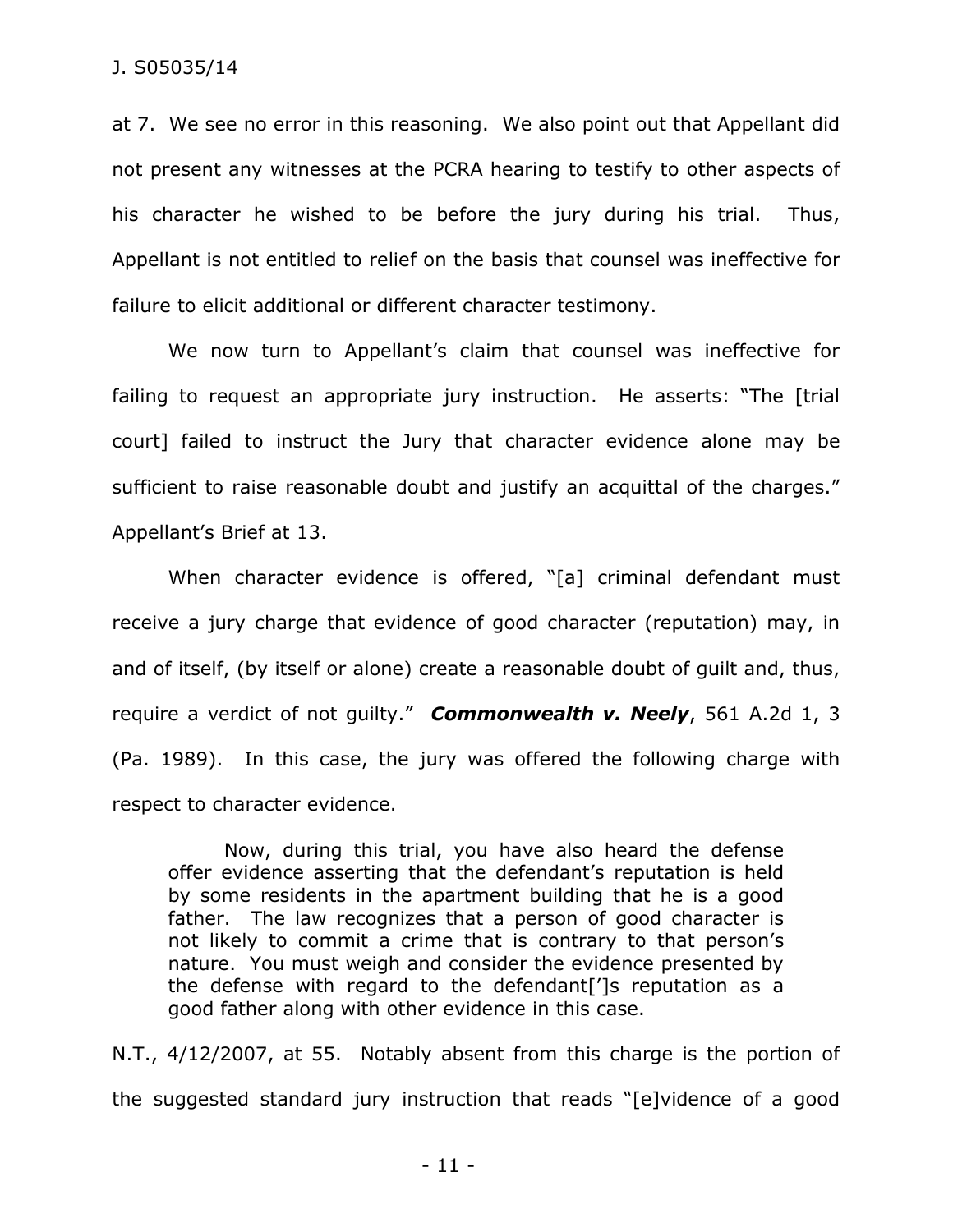at 7. We see no error in this reasoning. We also point out that Appellant did not present any witnesses at the PCRA hearing to testify to other aspects of his character he wished to be before the jury during his trial. Thus, Appellant is not entitled to relief on the basis that counsel was ineffective for failure to elicit additional or different character testimony.

We now turn to Appellant's claim that counsel was ineffective for failing to request an appropriate jury instruction. He asserts: "The [trial court] failed to instruct the Jury that character evidence alone may be sufficient to raise reasonable doubt and justify an acquittal of the charges." Appellant's Brief at 13.

When character evidence is offered, "[a] criminal defendant must receive a jury charge that evidence of good character (reputation) may, in and of itself, (by itself or alone) create a reasonable doubt of guilt and, thus, require a verdict of not guilty." ***Commonwealth v. Neely***, 561 A.2d 1, 3 (Pa. 1989). In this case, the jury was offered the following charge with respect to character evidence.

> Now, during this trial, you have also heard the defense offer evidence asserting that the defendant's reputation is held by some residents in the apartment building that he is a good father. The law recognizes that a person of good character is not likely to commit a crime that is contrary to that person's nature. You must weigh and consider the evidence presented by the defense with regard to the defendant[']s reputation as a good father along with other evidence in this case.

N.T., 4/12/2007, at 55. Notably absent from this charge is the portion of the suggested standard jury instruction that reads "[e]vidence of a good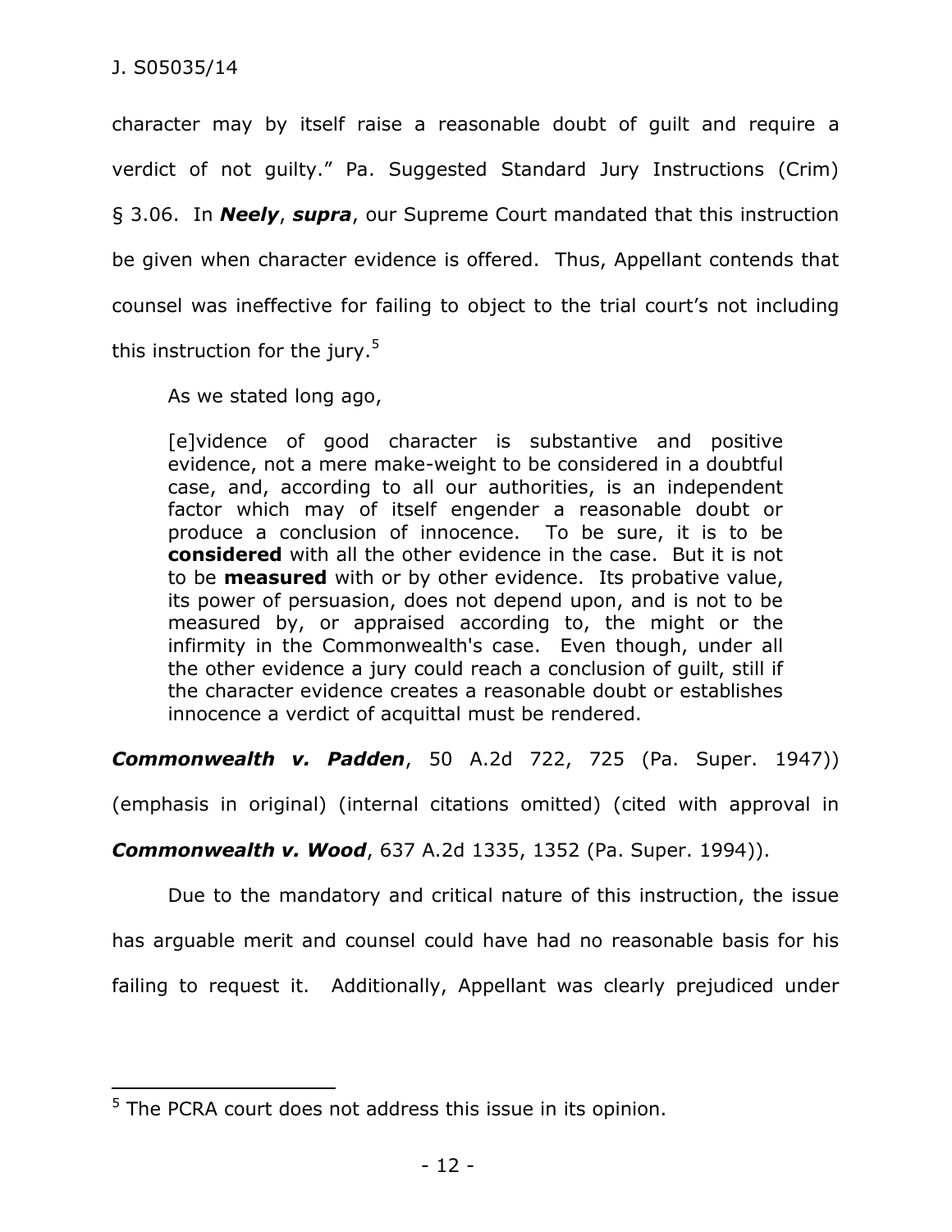character may by itself raise a reasonable doubt of guilt and require a verdict of not guilty." Pa. Suggested Standard Jury Instructions (Crim) § 3.06. In ***Neely***, ***supra***, our Supreme Court mandated that this instruction be given when character evidence is offered. Thus, Appellant contends that counsel was ineffective for failing to object to the trial court's not including this instruction for the jury.[5]

As we stated long ago,

> [e]vidence of good character is substantive and positive evidence, not a mere make-weight to be considered in a doubtful case, and, according to all our authorities, is an independent factor which may of itself engender a reasonable doubt or produce a conclusion of innocence. To be sure, it is to be **considered** with all the other evidence in the case. But it is not to be **measured** with or by other evidence. Its probative value, its power of persuasion, does not depend upon, and is not to be measured by, or appraised according to, the might or the infirmity in the Commonwealth's case. Even though, under all the other evidence a jury could reach a conclusion of guilt, still if the character evidence creates a reasonable doubt or establishes innocence a verdict of acquittal must be rendered.

***Commonwealth v. Padden***, 50 A.2d 722, 725 (Pa. Super. 1947)) (emphasis in original) (internal citations omitted) (cited with approval in ***Commonwealth v. Wood***, 637 A.2d 1335, 1352 (Pa. Super. 1994)).

Due to the mandatory and critical nature of this instruction, the issue has arguable merit and counsel could have had no reasonable basis for his failing to request it. Additionally, Appellant was clearly prejudiced under

---

[5] The PCRA court does not address this issue in its opinion.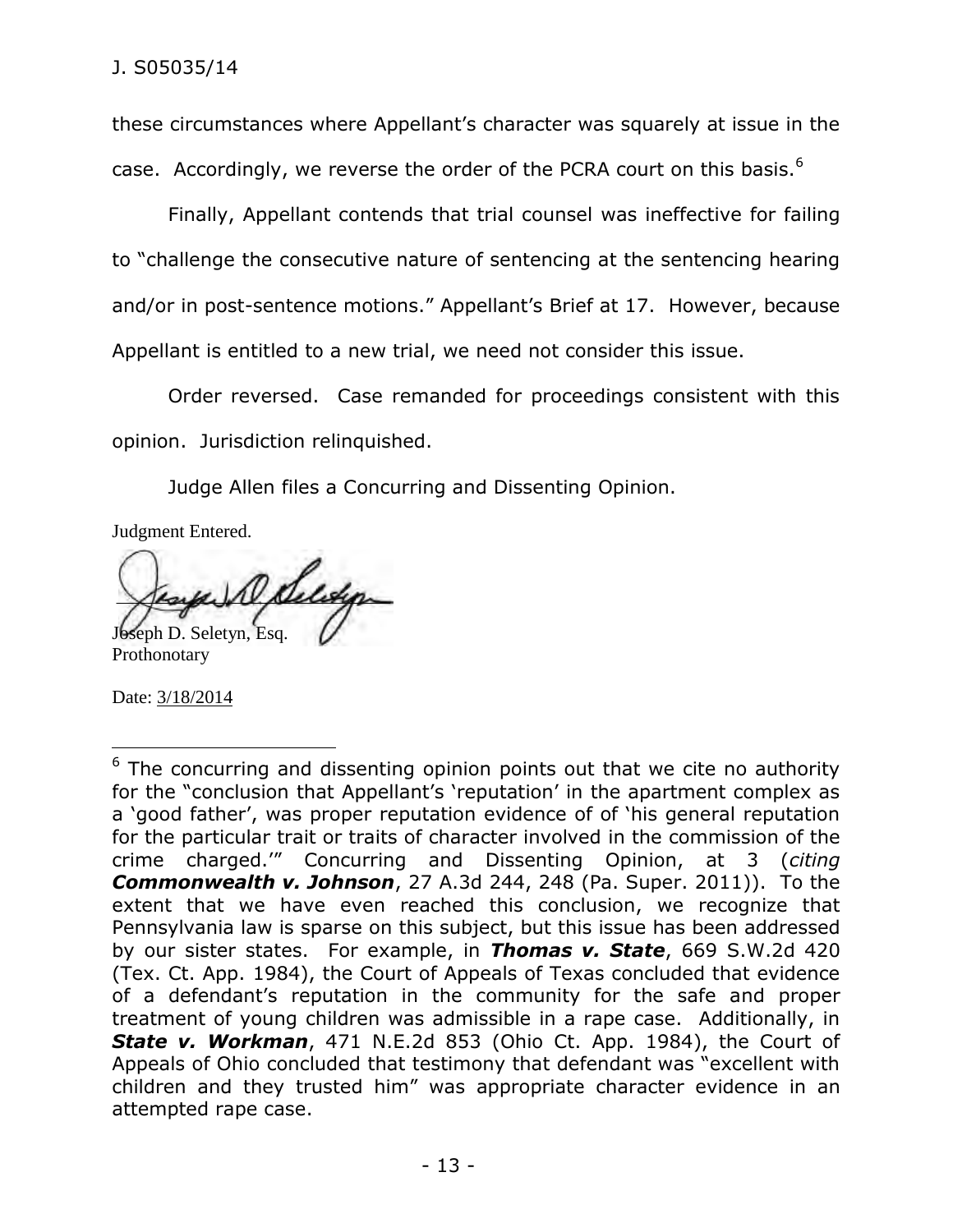these circumstances where Appellant's character was squarely at issue in the case. Accordingly, we reverse the order of the PCRA court on this basis.[6]

Finally, Appellant contends that trial counsel was ineffective for failing to "challenge the consecutive nature of sentencing at the sentencing hearing and/or in post-sentence motions." Appellant's Brief at 17. However, because Appellant is entitled to a new trial, we need not consider this issue.

Order reversed. Case remanded for proceedings consistent with this opinion. Jurisdiction relinquished.

Judge Allen files a Concurring and Dissenting Opinion.

Judgment Entered.

Joseph D. Seletyn, Esq.
Prothonotary

Date: 3/18/2014

---

[6] The concurring and dissenting opinion points out that we cite no authority for the "conclusion that Appellant's 'reputation' in the apartment complex as a 'good father', was proper reputation evidence of of 'his general reputation for the particular trait or traits of character involved in the commission of the crime charged.'" Concurring and Dissenting Opinion, at 3 (*citing* ***Commonwealth v. Johnson***, 27 A.3d 244, 248 (Pa. Super. 2011)). To the extent that we have even reached this conclusion, we recognize that Pennsylvania law is sparse on this subject, but this issue has been addressed by our sister states. For example, in ***Thomas v. State***, 669 S.W.2d 420 (Tex. Ct. App. 1984), the Court of Appeals of Texas concluded that evidence of a defendant's reputation in the community for the safe and proper treatment of young children was admissible in a rape case. Additionally, in ***State v. Workman***, 471 N.E.2d 853 (Ohio Ct. App. 1984), the Court of Appeals of Ohio concluded that testimony that defendant was "excellent with children and they trusted him" was appropriate character evidence in an attempted rape case.